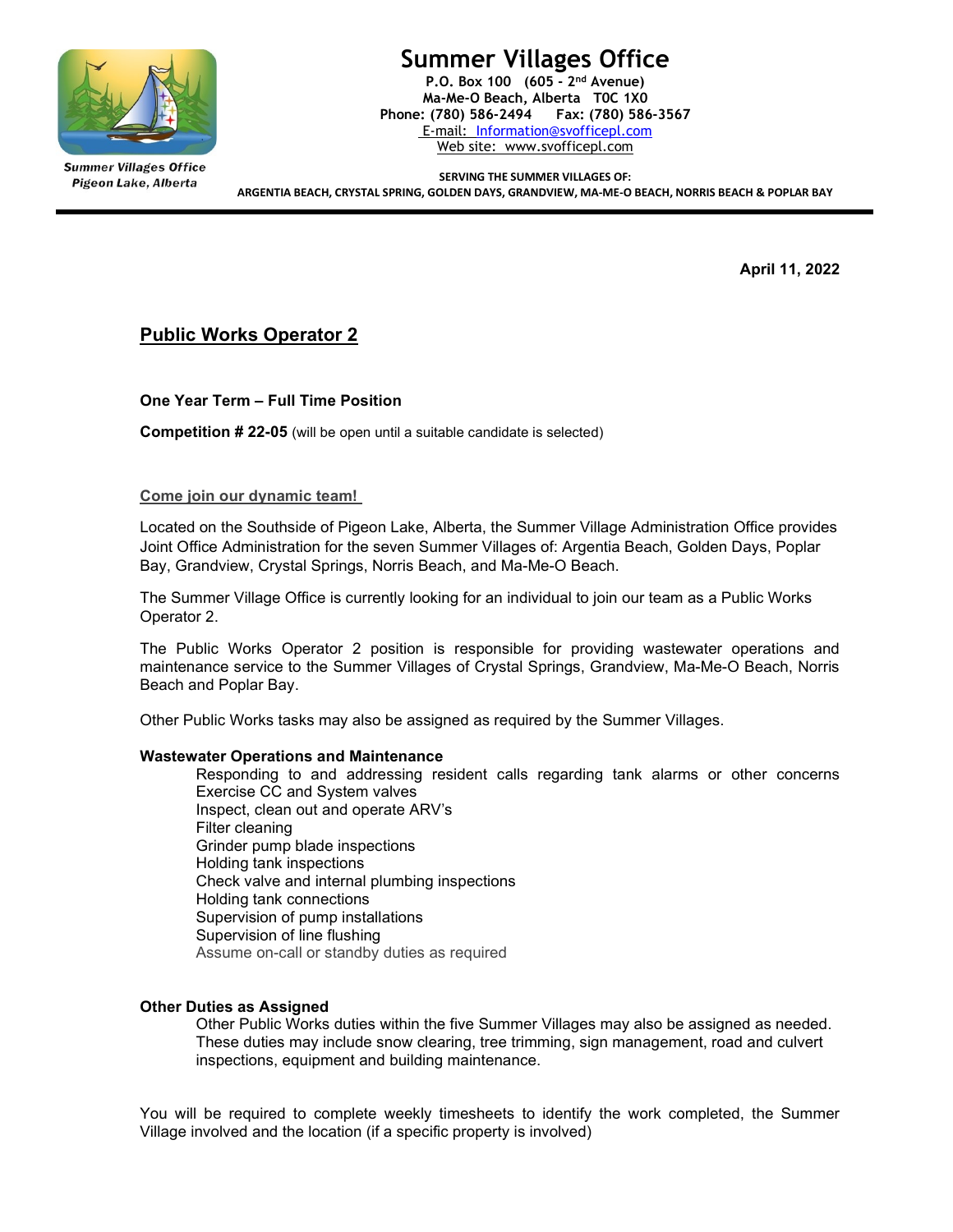# Summer Villages Office

**P.O. Box 100 (605 - 2nd Avenue)**
**Ma-Me-O Beach, Alberta T0C 1X0**
**Phone: (780) 586-2494 Fax: (780) 586-3567**
E-mail: Information@svofficepl.com
Web site: www.svofficepl.com

Summer Villages Office
Pigeon Lake, Alberta

**SERVING THE SUMMER VILLAGES OF:**
**ARGENTIA BEACH, CRYSTAL SPRING, GOLDEN DAYS, GRANDVIEW, MA-ME-O BEACH, NORRIS BEACH & POPLAR BAY**

---

**April 11, 2022**

## Public Works Operator 2

**One Year Term – Full Time Position**

**Competition # 22-05** (will be open until a suitable candidate is selected)

**Come join our dynamic team!**

Located on the Southside of Pigeon Lake, Alberta, the Summer Village Administration Office provides Joint Office Administration for the seven Summer Villages of: Argentia Beach, Golden Days, Poplar Bay, Grandview, Crystal Springs, Norris Beach, and Ma-Me-O Beach.

The Summer Village Office is currently looking for an individual to join our team as a Public Works Operator 2.

The Public Works Operator 2 position is responsible for providing wastewater operations and maintenance service to the Summer Villages of Crystal Springs, Grandview, Ma-Me-O Beach, Norris Beach and Poplar Bay.

Other Public Works tasks may also be assigned as required by the Summer Villages.

**Wastewater Operations and Maintenance**

Responding to and addressing resident calls regarding tank alarms or other concerns
Exercise CC and System valves
Inspect, clean out and operate ARV's
Filter cleaning
Grinder pump blade inspections
Holding tank inspections
Check valve and internal plumbing inspections
Holding tank connections
Supervision of pump installations
Supervision of line flushing
Assume on-call or standby duties as required

**Other Duties as Assigned**

Other Public Works duties within the five Summer Villages may also be assigned as needed. These duties may include snow clearing, tree trimming, sign management, road and culvert inspections, equipment and building maintenance.

You will be required to complete weekly timesheets to identify the work completed, the Summer Village involved and the location (if a specific property is involved)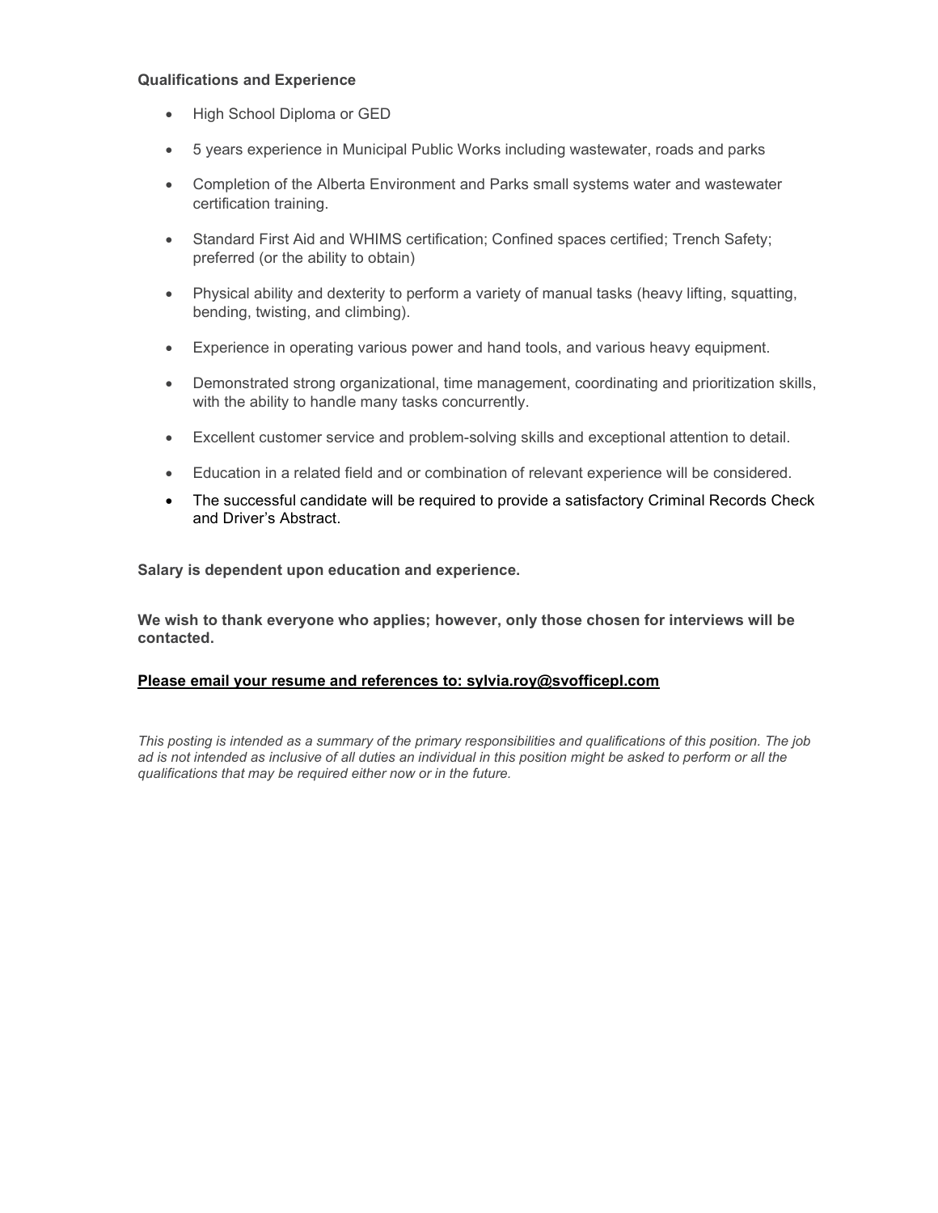**Qualifications and Experience**

- High School Diploma or GED
- 5 years experience in Municipal Public Works including wastewater, roads and parks
- Completion of the Alberta Environment and Parks small systems water and wastewater certification training.
- Standard First Aid and WHIMS certification; Confined spaces certified; Trench Safety; preferred (or the ability to obtain)
- Physical ability and dexterity to perform a variety of manual tasks (heavy lifting, squatting, bending, twisting, and climbing).
- Experience in operating various power and hand tools, and various heavy equipment.
- Demonstrated strong organizational, time management, coordinating and prioritization skills, with the ability to handle many tasks concurrently.
- Excellent customer service and problem-solving skills and exceptional attention to detail.
- Education in a related field and or combination of relevant experience will be considered.
- The successful candidate will be required to provide a satisfactory Criminal Records Check and Driver's Abstract.

**Salary is dependent upon education and experience.**

**We wish to thank everyone who applies; however, only those chosen for interviews will be contacted.**

**Please email your resume and references to: sylvia.roy@svofficepl.com**

*This posting is intended as a summary of the primary responsibilities and qualifications of this position. The job ad is not intended as inclusive of all duties an individual in this position might be asked to perform or all the qualifications that may be required either now or in the future.*